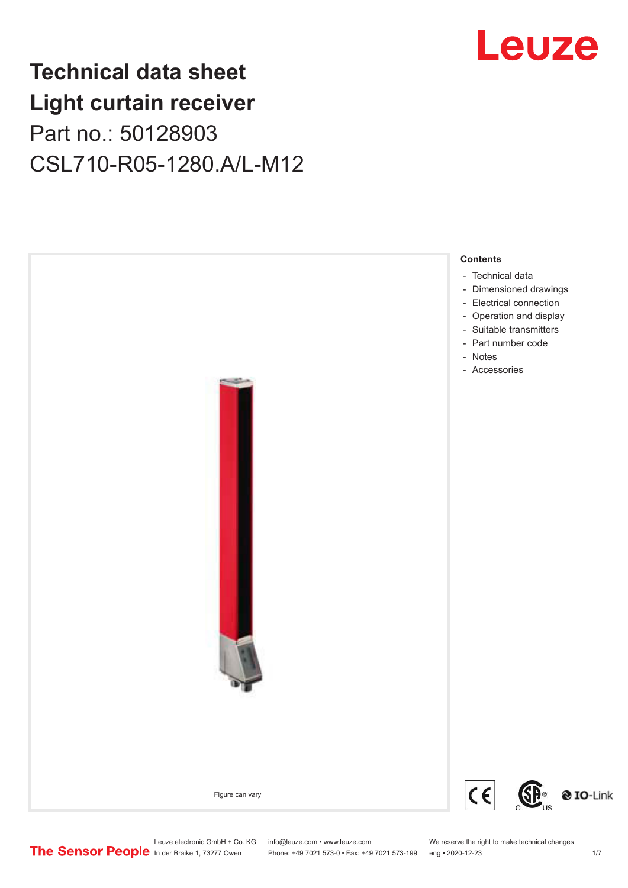# Technical data sheet
# Light curtain receiver
## Part no.: 50128903
## CSL710-R05-1280.A/L-M12

Figure can vary

**Contents**

- Technical data
- Dimensioned drawings
- Electrical connection
- Operation and display
- Suitable transmitters
- Part number code
- Notes
- Accessories

Leuze electronic GmbH + Co. KG
In der Braike 1, 73277 Owen

info@leuze.com • www.leuze.com
Phone: +49 7021 573-0 • Fax: +49 7021 573-199

We reserve the right to make technical changes
eng • 2020-12-23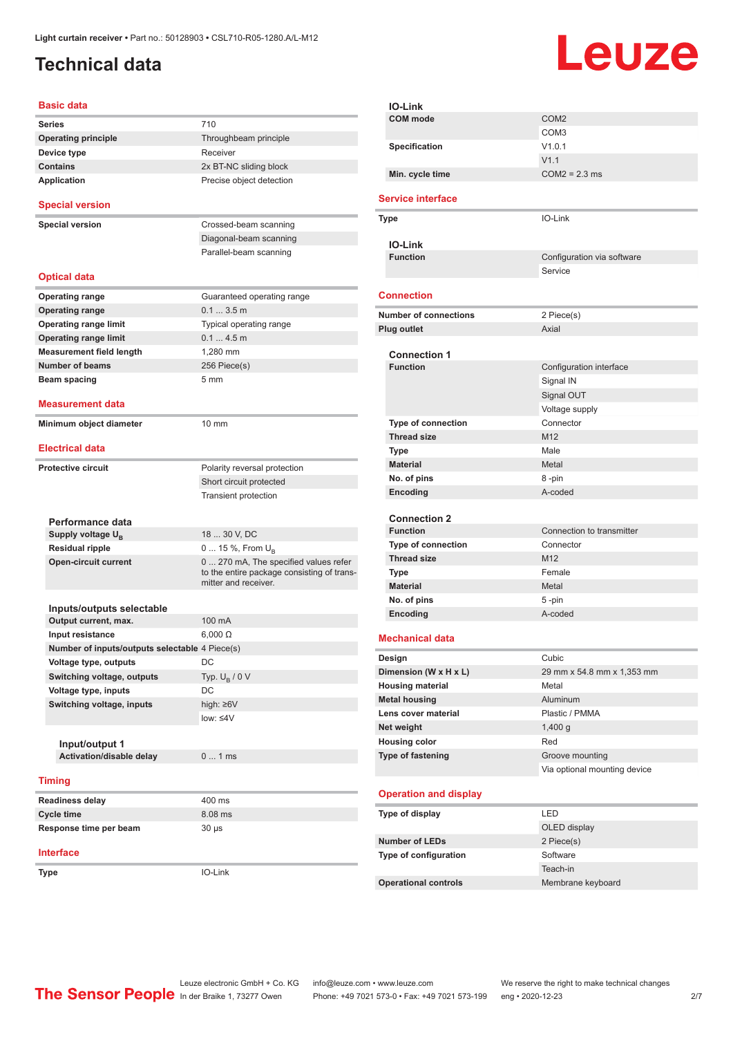Light curtain receiver • Part no.: 50128903 • CSL710-R05-1280.A/L-M12

# Technical data

## Basic data

| | |
|---|---|
| **Series** | 710 |
| **Operating principle** | Throughbeam principle |
| **Device type** | Receiver |
| **Contains** | 2x BT-NC sliding block |
| **Application** | Precise object detection |

## Special version

| | |
|---|---|
| **Special version** | Crossed-beam scanning |
| | Diagonal-beam scanning |
| | Parallel-beam scanning |

## Optical data

| | |
|---|---|
| **Operating range** | Guaranteed operating range |
| **Operating range** | 0.1 ... 3.5 m |
| **Operating range limit** | Typical operating range |
| **Operating range limit** | 0.1 ... 4.5 m |
| **Measurement field length** | 1,280 mm |
| **Number of beams** | 256 Piece(s) |
| **Beam spacing** | 5 mm |

## Measurement data

| | |
|---|---|
| **Minimum object diameter** | 10 mm |

## Electrical data

| | |
|---|---|
| **Protective circuit** | Polarity reversal protection |
| | Short circuit protected |
| | Transient protection |

### Performance data

| | |
|---|---|
| **Supply voltage $U_B$** | 18 ... 30 V, DC |
| **Residual ripple** | 0 ... 15 %, From $U_B$ |
| **Open-circuit current** | 0 ... 270 mA, The specified values refer to the entire package consisting of transmitter and receiver. |

### Inputs/outputs selectable

| | |
|---|---|
| **Output current, max.** | 100 mA |
| **Input resistance** | 6,000 Ω |
| **Number of inputs/outputs selectable** | 4 Piece(s) |
| **Voltage type, outputs** | DC |
| **Switching voltage, outputs** | Typ. $U_B$ / 0 V |
| **Voltage type, inputs** | DC |
| **Switching voltage, inputs** | high: ≥6V |
| | low: ≤4V |

#### Input/output 1

| | |
|---|---|
| **Activation/disable delay** | 0 ... 1 ms |

## Timing

| | |
|---|---|
| **Readiness delay** | 400 ms |
| **Cycle time** | 8.08 ms |
| **Response time per beam** | 30 µs |

## Interface

| | |
|---|---|
| **Type** | IO-Link |

### IO-Link

| | |
|---|---|
| **COM mode** | COM2 |
| | COM3 |
| **Specification** | V1.0.1 |
| | V1.1 |
| **Min. cycle time** | COM2 = 2.3 ms |

## Service interface

| | |
|---|---|
| **Type** | IO-Link |

### IO-Link

| | |
|---|---|
| **Function** | Configuration via software |
| | Service |

## Connection

| | |
|---|---|
| **Number of connections** | 2 Piece(s) |
| **Plug outlet** | Axial |

### Connection 1

| | |
|---|---|
| **Function** | Configuration interface |
| | Signal IN |
| | Signal OUT |
| | Voltage supply |
| **Type of connection** | Connector |
| **Thread size** | M12 |
| **Type** | Male |
| **Material** | Metal |
| **No. of pins** | 8 -pin |
| **Encoding** | A-coded |

### Connection 2

| | |
|---|---|
| **Function** | Connection to transmitter |
| **Type of connection** | Connector |
| **Thread size** | M12 |
| **Type** | Female |
| **Material** | Metal |
| **No. of pins** | 5 -pin |
| **Encoding** | A-coded |

## Mechanical data

| | |
|---|---|
| **Design** | Cubic |
| **Dimension (W x H x L)** | 29 mm x 54.8 mm x 1,353 mm |
| **Housing material** | Metal |
| **Metal housing** | Aluminum |
| **Lens cover material** | Plastic / PMMA |
| **Net weight** | 1,400 g |
| **Housing color** | Red |
| **Type of fastening** | Groove mounting |
| | Via optional mounting device |

## Operation and display

| | |
|---|---|
| **Type of display** | LED |
| | OLED display |
| **Number of LEDs** | 2 Piece(s) |
| **Type of configuration** | Software |
| | Teach-in |
| **Operational controls** | Membrane keyboard |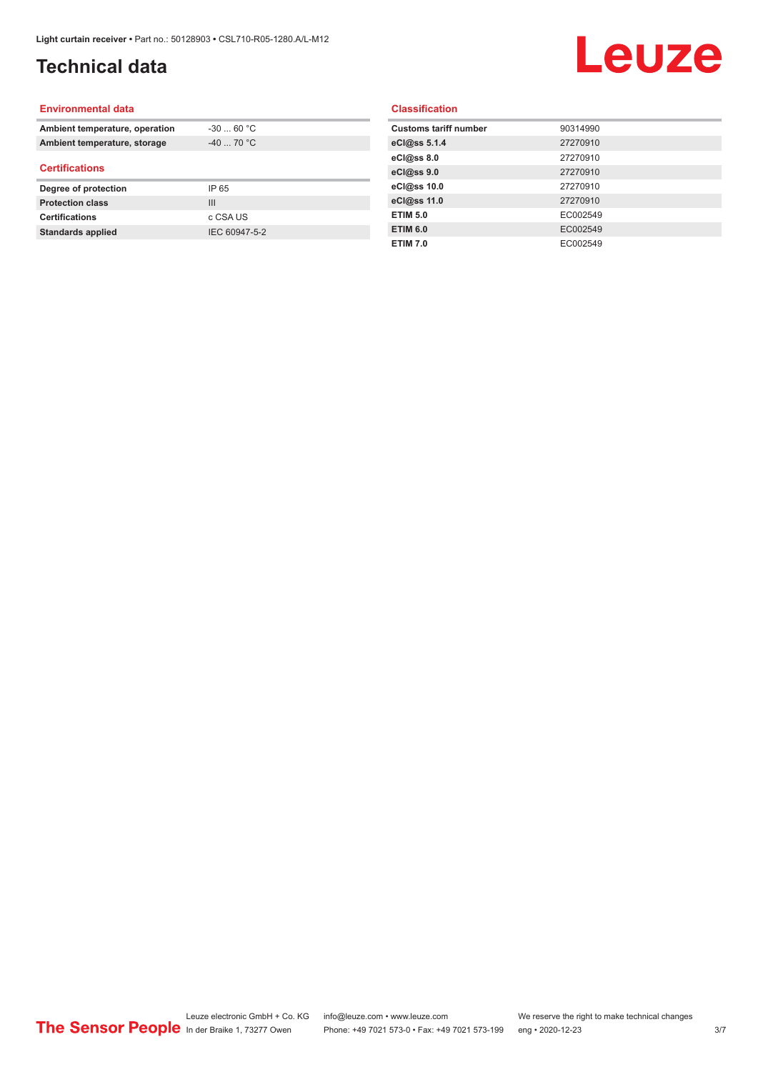# Technical data

## Environmental data

| | |
|---|---|
| **Ambient temperature, operation** | -30 ... 60 °C |
| **Ambient temperature, storage** | -40 ... 70 °C |

## Certifications

| | |
|---|---|
| **Degree of protection** | IP 65 |
| **Protection class** | III |
| **Certifications** | c CSA US |
| **Standards applied** | IEC 60947-5-2 |

## Classification

| | |
|---|---|
| **Customs tariff number** | 90314990 |
| **eCl@ss 5.1.4** | 27270910 |
| **eCl@ss 8.0** | 27270910 |
| **eCl@ss 9.0** | 27270910 |
| **eCl@ss 10.0** | 27270910 |
| **eCl@ss 11.0** | 27270910 |
| **ETIM 5.0** | EC002549 |
| **ETIM 6.0** | EC002549 |
| **ETIM 7.0** | EC002549 |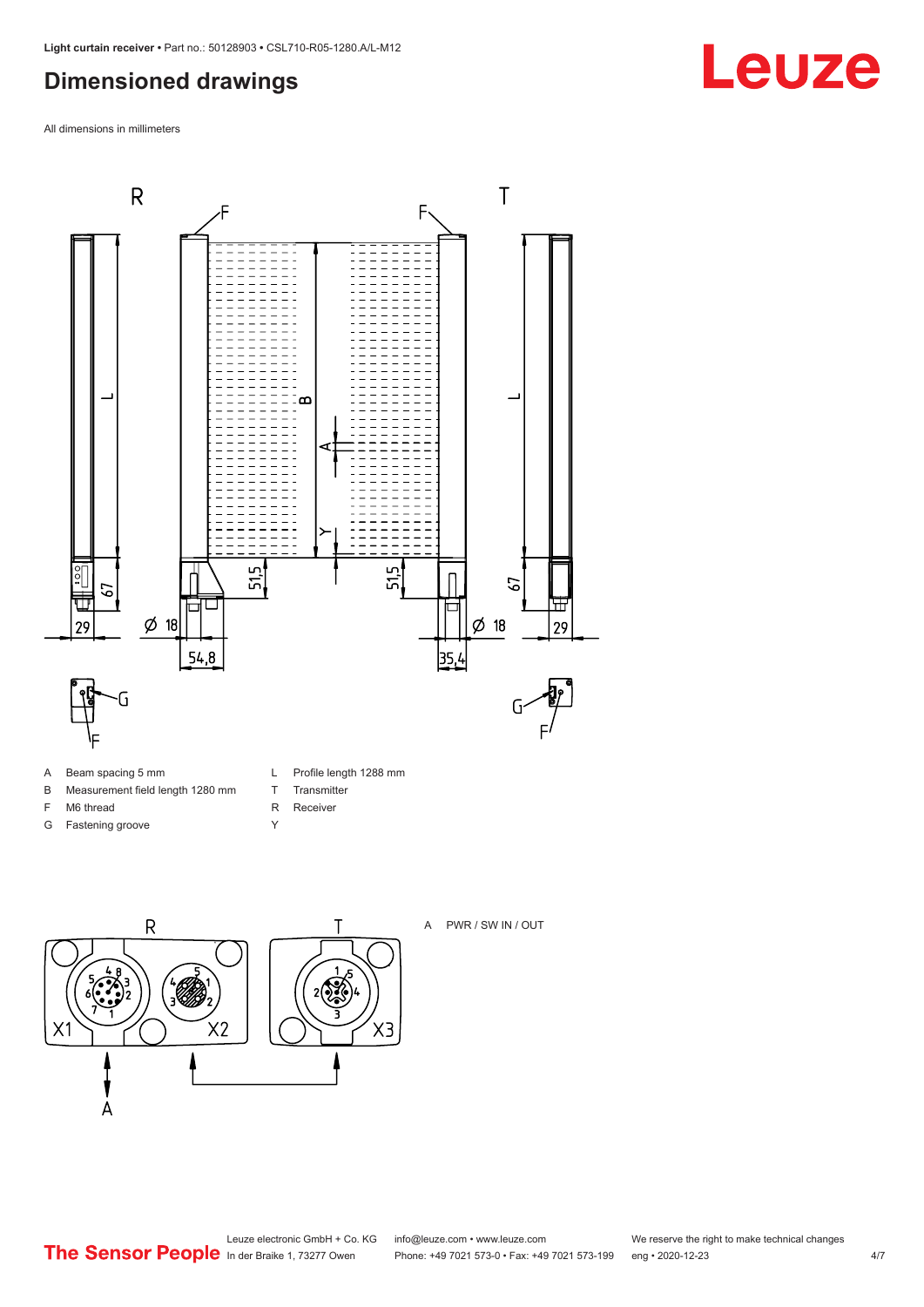## Dimensioned drawings

All dimensions in millimeters

- A Beam spacing 5 mm
- B Measurement field length 1280 mm
- F M6 thread
- G Fastening groove
- L Profile length 1288 mm
- T Transmitter
- R Receiver
- Y

A PWR / SW IN / OUT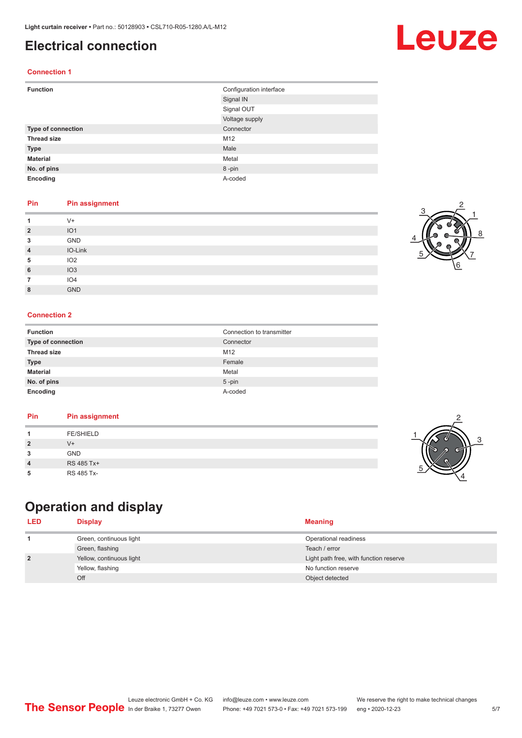# Electrical connection

## Connection 1

| Function | Configuration interface |
|---|---|
| | Signal IN |
| | Signal OUT |
| | Voltage supply |
| **Type of connection** | Connector |
| **Thread size** | M12 |
| **Type** | Male |
| **Material** | Metal |
| **No. of pins** | 8 -pin |
| **Encoding** | A-coded |

| Pin | Pin assignment |
|---|---|
| **1** | V+ |
| **2** | IO1 |
| **3** | GND |
| **4** | IO-Link |
| **5** | IO2 |
| **6** | IO3 |
| **7** | IO4 |
| **8** | GND |

## Connection 2

| Function | Connection to transmitter |
|---|---|
| **Type of connection** | Connector |
| **Thread size** | M12 |
| **Type** | Female |
| **Material** | Metal |
| **No. of pins** | 5 -pin |
| **Encoding** | A-coded |

| Pin | Pin assignment |
|---|---|
| **1** | FE/SHIELD |
| **2** | V+ |
| **3** | GND |
| **4** | RS 485 Tx+ |
| **5** | RS 485 Tx- |

# Operation and display

| LED | Display | Meaning |
|---|---|---|
| **1** | Green, continuous light | Operational readiness |
| | Green, flashing | Teach / error |
| **2** | Yellow, continuous light | Light path free, with function reserve |
| | Yellow, flashing | No function reserve |
| | Off | Object detected |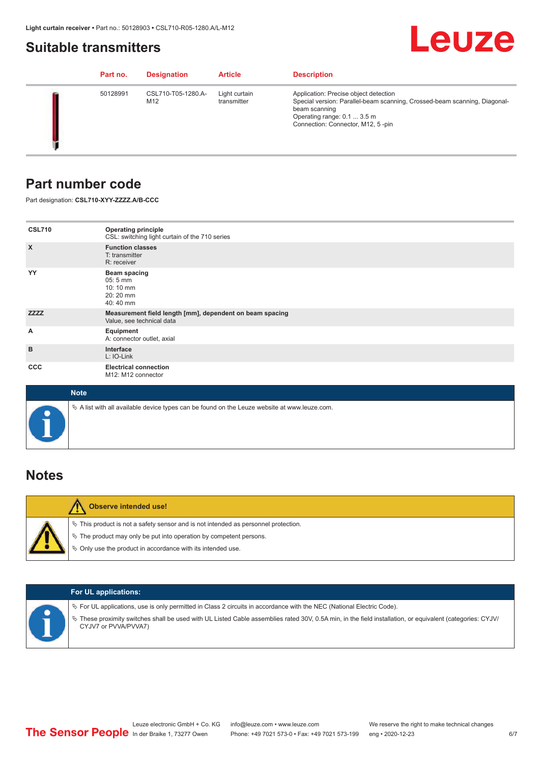## Suitable transmitters

| Part no. | Designation | Article | Description |
| --- | --- | --- | --- |
| 50128991 | CSL710-T05-1280.A-M12 | Light curtain transmitter | Application: Precise object detection<br>Special version: Parallel-beam scanning, Crossed-beam scanning, Diagonal-beam scanning<br>Operating range: 0.1 ... 3.5 m<br>Connection: Connector, M12, 5 -pin |

## Part number code

Part designation: **CSL710-XYY-ZZZZ.A/B-CCC**

| | |
| --- | --- |
| **CSL710** | **Operating principle**<br>CSL: switching light curtain of the 710 series |
| **X** | **Function classes**<br>T: transmitter<br>R: receiver |
| **YY** | **Beam spacing**<br>05: 5 mm<br>10: 10 mm<br>20: 20 mm<br>40: 40 mm |
| **ZZZZ** | **Measurement field length [mm], dependent on beam spacing**<br>Value, see technical data |
| **A** | **Equipment**<br>A: connector outlet, axial |
| **B** | **Interface**<br>L: IO-Link |
| **CCC** | **Electrical connection**<br>M12: M12 connector |

**Note**

- A list with all available device types can be found on the Leuze website at www.leuze.com.

## Notes

**Observe intended use!**

- This product is not a safety sensor and is not intended as personnel protection.
- The product may only be put into operation by competent persons.
- Only use the product in accordance with its intended use.

**For UL applications:**

- For UL applications, use is only permitted in Class 2 circuits in accordance with the NEC (National Electric Code).
- These proximity switches shall be used with UL Listed Cable assemblies rated 30V, 0.5A min, in the field installation, or equivalent (categories: CYJV/CYJV7 or PVVA/PVVA7)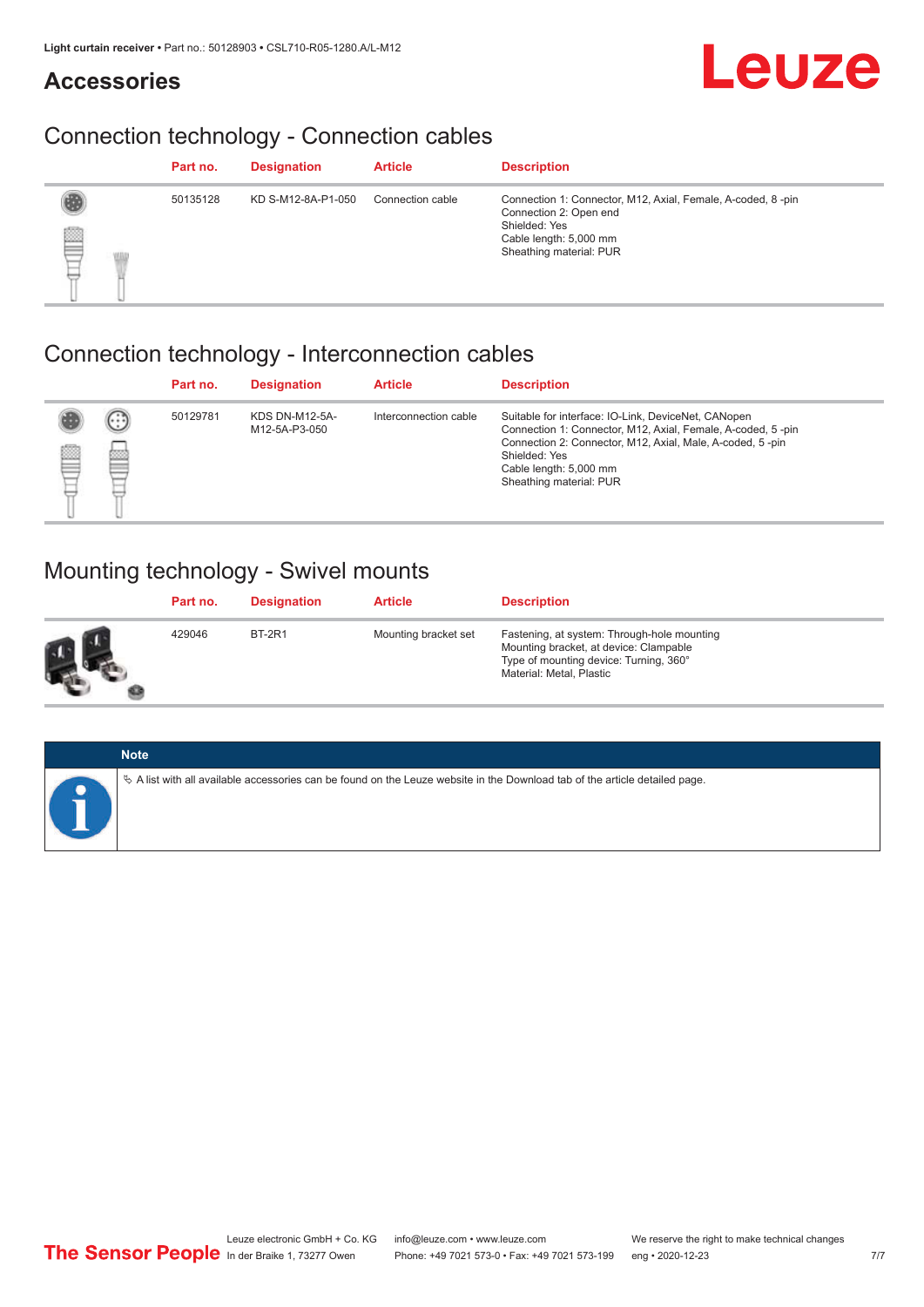## Accessories

## Connection technology - Connection cables

| | Part no. | Designation | Article | Description |
|---|---|---|---|---|
| | 50135128 | KD S-M12-8A-P1-050 | Connection cable | Connection 1: Connector, M12, Axial, Female, A-coded, 8 -pin<br>Connection 2: Open end<br>Shielded: Yes<br>Cable length: 5,000 mm<br>Sheathing material: PUR |

## Connection technology - Interconnection cables

| | Part no. | Designation | Article | Description |
|---|---|---|---|---|
| | 50129781 | KDS DN-M12-5A-M12-5A-P3-050 | Interconnection cable | Suitable for interface: IO-Link, DeviceNet, CANopen<br>Connection 1: Connector, M12, Axial, Female, A-coded, 5 -pin<br>Connection 2: Connector, M12, Axial, Male, A-coded, 5 -pin<br>Shielded: Yes<br>Cable length: 5,000 mm<br>Sheathing material: PUR |

## Mounting technology - Swivel mounts

| | Part no. | Designation | Article | Description |
|---|---|---|---|---|
| | 429046 | BT-2R1 | Mounting bracket set | Fastening, at system: Through-hole mounting<br>Mounting bracket, at device: Clampable<br>Type of mounting device: Turning, 360°<br>Material: Metal, Plastic |

**Note**

A list with all available accessories can be found on the Leuze website in the Download tab of the article detailed page.